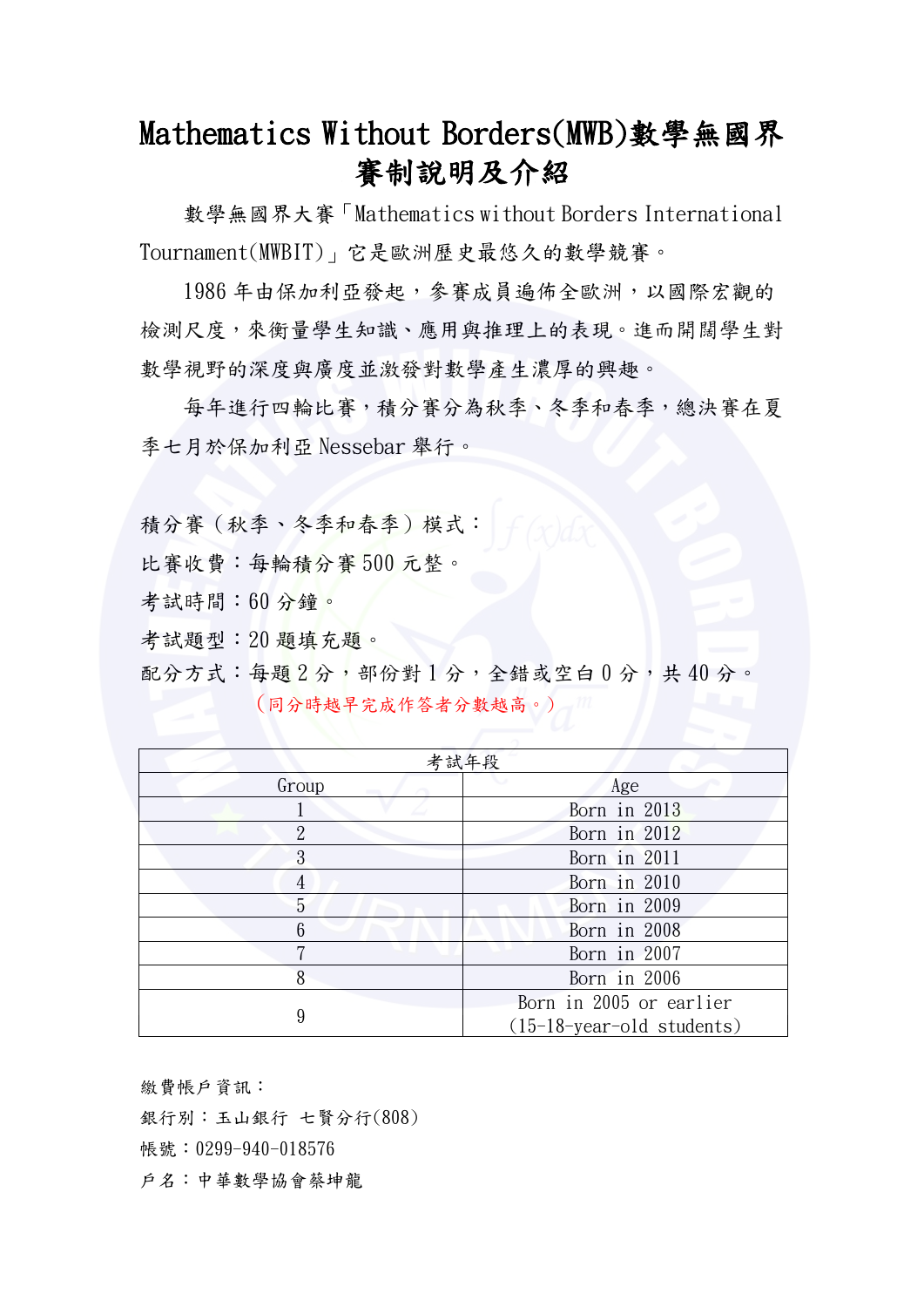# Mathematics Without Borders(MWB)數學無國界賽制說明及介紹

數學無國界大賽「Mathematics without Borders International Tournament(MWBIT)」它是歐洲歷史最悠久的數學競賽。

1986 年由保加利亞發起，參賽成員遍佈全歐洲，以國際宏觀的檢測尺度，來衡量學生知識、應用與推理上的表現。進而開闊學生對數學視野的深度與廣度並激發對數學產生濃厚的興趣。

每年進行四輪比賽，積分賽分為秋季、冬季和春季，總決賽在夏季七月於保加利亞 Nessebar 舉行。

積分賽（秋季、冬季和春季）模式：

比賽收費：每輪積分賽 500 元整。

考試時間：60 分鐘。

考試題型：20 題填充題。

配分方式：每題 2 分，部份對 1 分，全錯或空白 0 分，共 40 分。

（同分時越早完成作答者分數越高。）

| 考試年段 | |
|---|---|
| Group | Age |
| 1 | Born in 2013 |
| 2 | Born in 2012 |
| 3 | Born in 2011 |
| 4 | Born in 2010 |
| 5 | Born in 2009 |
| 6 | Born in 2008 |
| 7 | Born in 2007 |
| 8 | Born in 2006 |
| 9 | Born in 2005 or earlier (15-18-year-old students) |

繳費帳戶資訊：

銀行別：玉山銀行 七賢分行(808)

帳號：0299-940-018576

戶名：中華數學協會蔡坤龍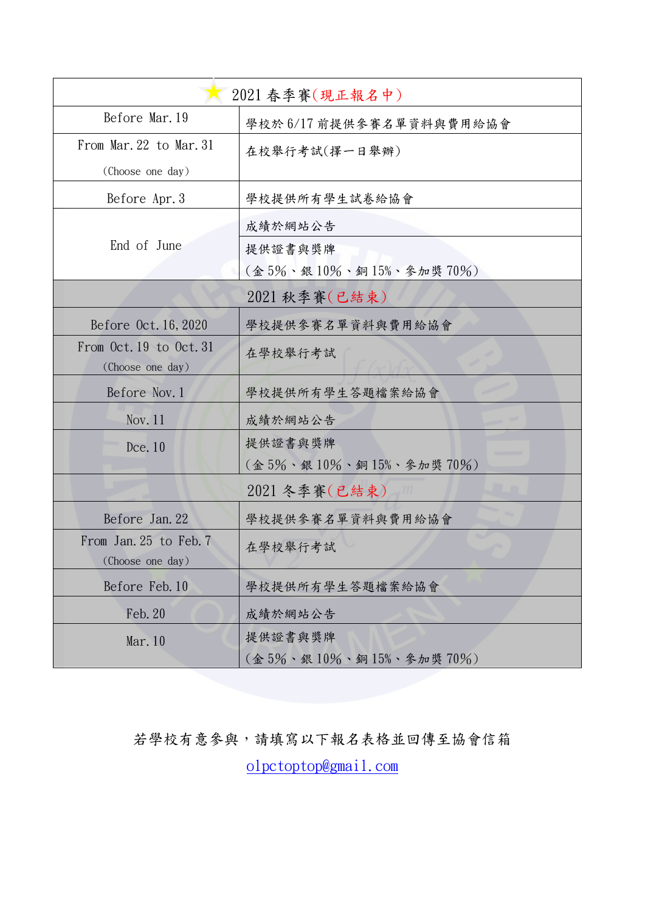| 2021 春季賽(現正報名中) | |
|---|---|
| Before Mar.19 | 學校於 6/17 前提供參賽名單資料與費用給協會 |
| From Mar.22 to Mar.31 (Choose one day) | 在校舉行考試(擇一日舉辦) |
| Before Apr.3 | 學校提供所有學生試卷給協會 |
| End of June | 成績於網站公告 |
| | 提供證書與獎牌 (金 5%、銀 10%、銅 15%、參加獎 70%) |
| **2021 秋季賽(已結束)** | |
| Before Oct.16,2020 | 學校提供參賽名單資料與費用給協會 |
| From Oct.19 to Oct.31 (Choose one day) | 在學校舉行考試 |
| Before Nov.1 | 學校提供所有學生答題檔案給協會 |
| Nov.11 | 成績於網站公告 |
| Dce.10 | 提供證書與獎牌 (金 5%、銀 10%、銅 15%、參加獎 70%) |
| **2021 冬季賽(已結束)** | |
| Before Jan.22 | 學校提供參賽名單資料與費用給協會 |
| From Jan.25 to Feb.7 (Choose one day) | 在學校舉行考試 |
| Before Feb.10 | 學校提供所有學生答題檔案給協會 |
| Feb.20 | 成績於網站公告 |
| Mar.10 | 提供證書與獎牌 (金 5%、銀 10%、銅 15%、參加獎 70%) |

若學校有意參與，請填寫以下報名表格並回傳至協會信箱

olpctoptop@gmail.com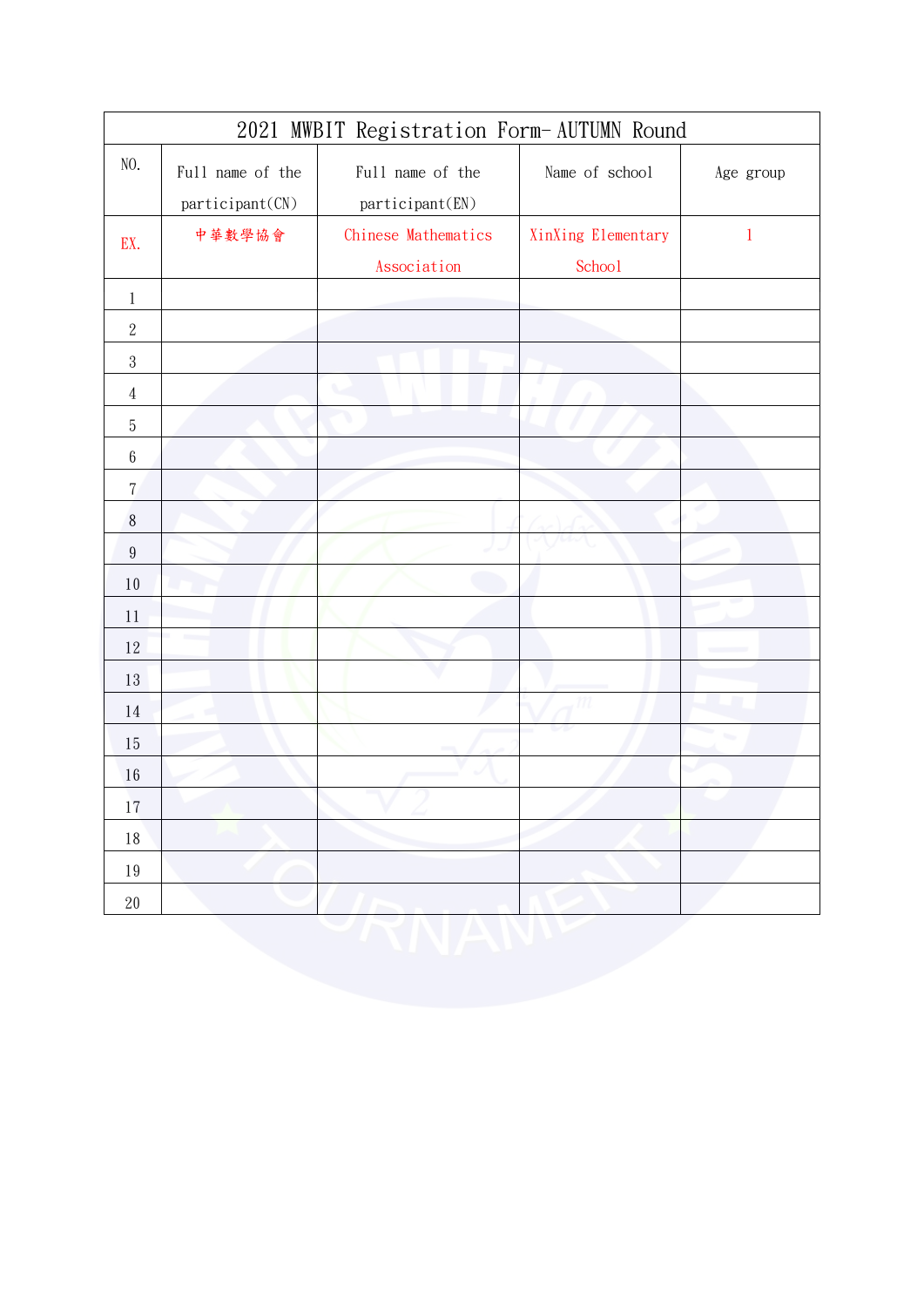| 2021 MWBIT Registration Form- AUTUMN Round | | | | |
|---|---|---|---|---|
| NO. | Full name of the participant(CN) | Full name of the participant(EN) | Name of school | Age group |
| EX. | 中華數學協會 | Chinese Mathematics Association | XinXing Elementary School | 1 |
| 1 | | | | |
| 2 | | | | |
| 3 | | | | |
| 4 | | | | |
| 5 | | | | |
| 6 | | | | |
| 7 | | | | |
| 8 | | | | |
| 9 | | | | |
| 10 | | | | |
| 11 | | | | |
| 12 | | | | |
| 13 | | | | |
| 14 | | | | |
| 15 | | | | |
| 16 | | | | |
| 17 | | | | |
| 18 | | | | |
| 19 | | | | |
| 20 | | | | |